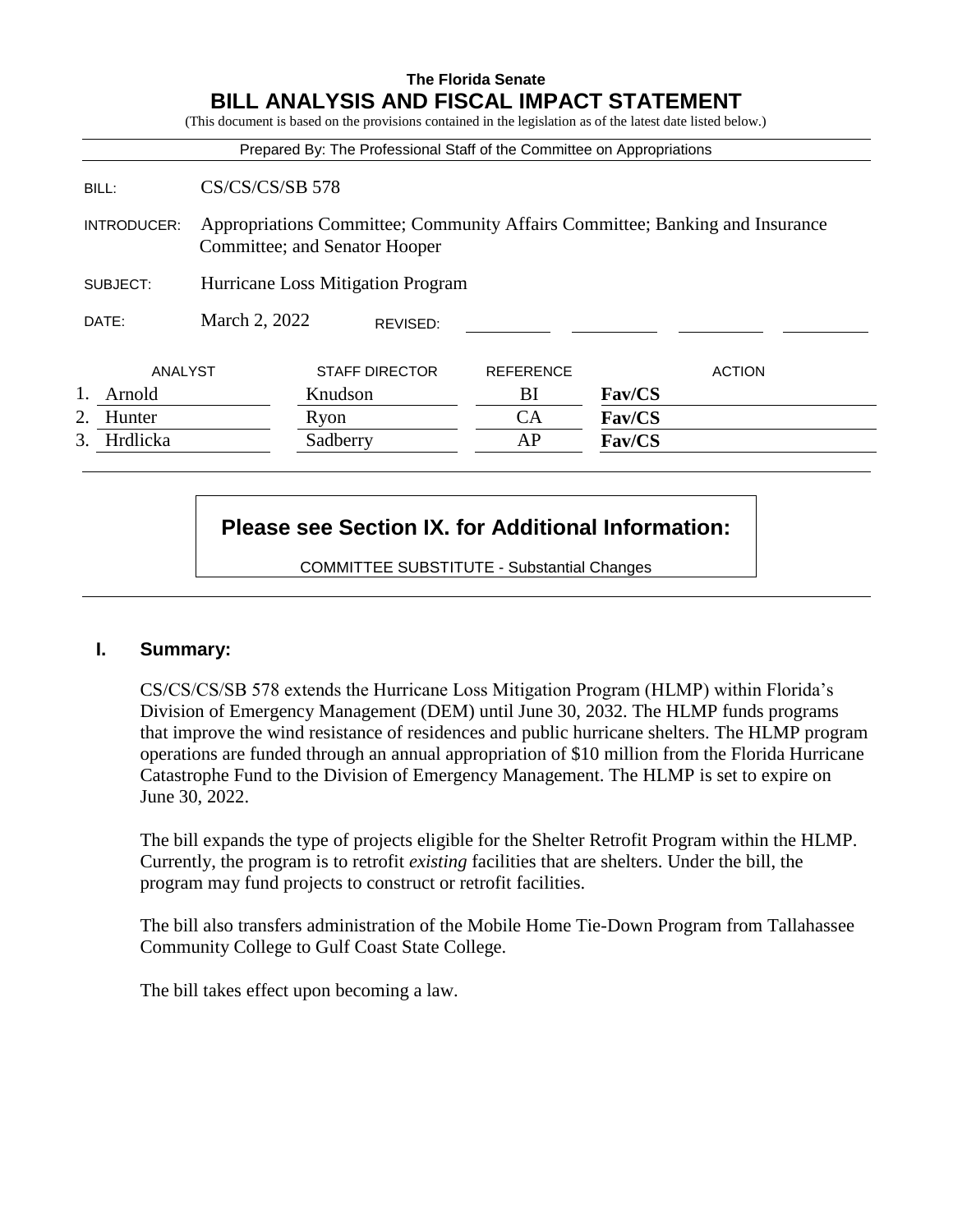**The Florida Senate**

# BILL ANALYSIS AND FISCAL IMPACT STATEMENT

(This document is based on the provisions contained in the legislation as of the latest date listed below.)

Prepared By: The Professional Staff of the Committee on Appropriations

| | |
|---|---|
| BILL: | CS/CS/CS/SB 578 |
| INTRODUCER: | Appropriations Committee; Community Affairs Committee; Banking and Insurance Committee; and Senator Hooper |
| SUBJECT: | Hurricane Loss Mitigation Program |
| DATE: | March 2, 2022 REVISED: |

| | ANALYST | STAFF DIRECTOR | REFERENCE | ACTION |
|---|---|---|---|---|
| 1. | Arnold | Knudson | BI | **Fav/CS** |
| 2. | Hunter | Ryon | CA | **Fav/CS** |
| 3. | Hrdlicka | Sadberry | AP | **Fav/CS** |

**Please see Section IX. for Additional Information:**

COMMITTEE SUBSTITUTE - Substantial Changes

## I. Summary:

CS/CS/CS/SB 578 extends the Hurricane Loss Mitigation Program (HLMP) within Florida's Division of Emergency Management (DEM) until June 30, 2032. The HLMP funds programs that improve the wind resistance of residences and public hurricane shelters. The HLMP program operations are funded through an annual appropriation of $10 million from the Florida Hurricane Catastrophe Fund to the Division of Emergency Management. The HLMP is set to expire on June 30, 2022.

The bill expands the type of projects eligible for the Shelter Retrofit Program within the HLMP. Currently, the program is to retrofit *existing* facilities that are shelters. Under the bill, the program may fund projects to construct or retrofit facilities.

The bill also transfers administration of the Mobile Home Tie-Down Program from Tallahassee Community College to Gulf Coast State College.

The bill takes effect upon becoming a law.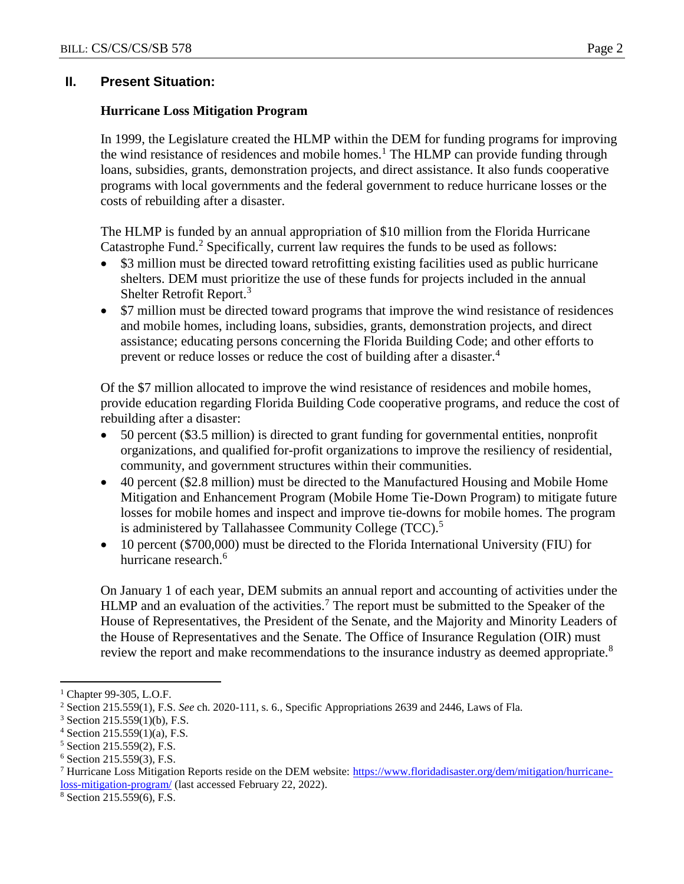## II. Present Situation:

### Hurricane Loss Mitigation Program

In 1999, the Legislature created the HLMP within the DEM for funding programs for improving the wind resistance of residences and mobile homes.[1] The HLMP can provide funding through loans, subsidies, grants, demonstration projects, and direct assistance. It also funds cooperative programs with local governments and the federal government to reduce hurricane losses or the costs of rebuilding after a disaster.

The HLMP is funded by an annual appropriation of $10 million from the Florida Hurricane Catastrophe Fund.[2] Specifically, current law requires the funds to be used as follows:

- $3 million must be directed toward retrofitting existing facilities used as public hurricane shelters. DEM must prioritize the use of these funds for projects included in the annual Shelter Retrofit Report.[3]
- $7 million must be directed toward programs that improve the wind resistance of residences and mobile homes, including loans, subsidies, grants, demonstration projects, and direct assistance; educating persons concerning the Florida Building Code; and other efforts to prevent or reduce losses or reduce the cost of building after a disaster.[4]

Of the $7 million allocated to improve the wind resistance of residences and mobile homes, provide education regarding Florida Building Code cooperative programs, and reduce the cost of rebuilding after a disaster:

- 50 percent ($3.5 million) is directed to grant funding for governmental entities, nonprofit organizations, and qualified for-profit organizations to improve the resiliency of residential, community, and government structures within their communities.
- 40 percent ($2.8 million) must be directed to the Manufactured Housing and Mobile Home Mitigation and Enhancement Program (Mobile Home Tie-Down Program) to mitigate future losses for mobile homes and inspect and improve tie-downs for mobile homes. The program is administered by Tallahassee Community College (TCC).[5]
- 10 percent ($700,000) must be directed to the Florida International University (FIU) for hurricane research.[6]

On January 1 of each year, DEM submits an annual report and accounting of activities under the HLMP and an evaluation of the activities.[7] The report must be submitted to the Speaker of the House of Representatives, the President of the Senate, and the Majority and Minority Leaders of the House of Representatives and the Senate. The Office of Insurance Regulation (OIR) must review the report and make recommendations to the insurance industry as deemed appropriate.[8]

---

[1] Chapter 99-305, L.O.F.

[2] Section 215.559(1), F.S. *See* ch. 2020-111, s. 6., Specific Appropriations 2639 and 2446, Laws of Fla.

[3] Section 215.559(1)(b), F.S.

[4] Section 215.559(1)(a), F.S.

[5] Section 215.559(2), F.S.

[6] Section 215.559(3), F.S.

[7] Hurricane Loss Mitigation Reports reside on the DEM website: https://www.floridadisaster.org/dem/mitigation/hurricane-loss-mitigation-program/ (last accessed February 22, 2022).

[8] Section 215.559(6), F.S.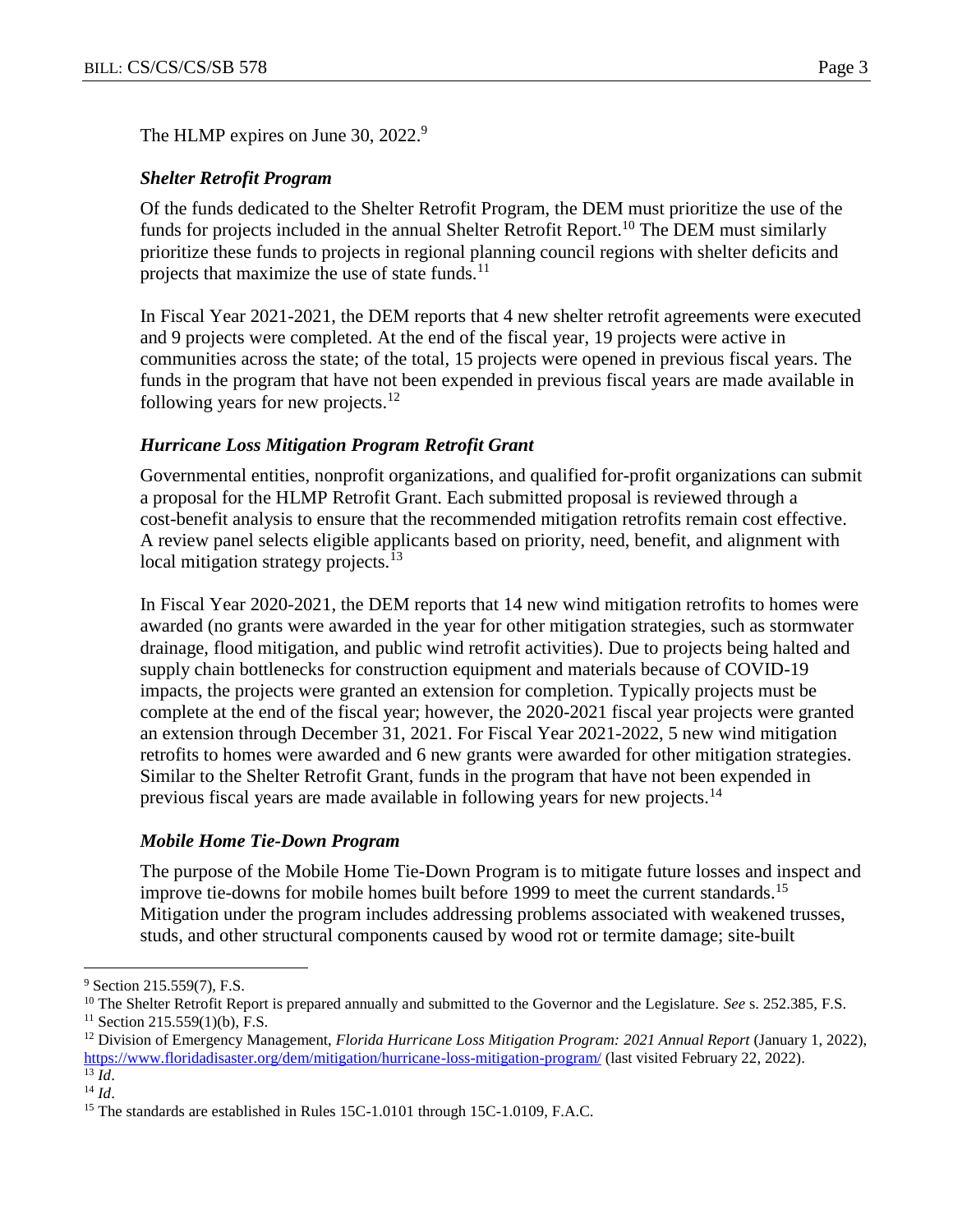The HLMP expires on June 30, 2022.[9]

### *Shelter Retrofit Program*

Of the funds dedicated to the Shelter Retrofit Program, the DEM must prioritize the use of the funds for projects included in the annual Shelter Retrofit Report.[10] The DEM must similarly prioritize these funds to projects in regional planning council regions with shelter deficits and projects that maximize the use of state funds.[11]

In Fiscal Year 2021-2021, the DEM reports that 4 new shelter retrofit agreements were executed and 9 projects were completed. At the end of the fiscal year, 19 projects were active in communities across the state; of the total, 15 projects were opened in previous fiscal years. The funds in the program that have not been expended in previous fiscal years are made available in following years for new projects.[12]

### *Hurricane Loss Mitigation Program Retrofit Grant*

Governmental entities, nonprofit organizations, and qualified for-profit organizations can submit a proposal for the HLMP Retrofit Grant. Each submitted proposal is reviewed through a cost-benefit analysis to ensure that the recommended mitigation retrofits remain cost effective. A review panel selects eligible applicants based on priority, need, benefit, and alignment with local mitigation strategy projects.[13]

In Fiscal Year 2020-2021, the DEM reports that 14 new wind mitigation retrofits to homes were awarded (no grants were awarded in the year for other mitigation strategies, such as stormwater drainage, flood mitigation, and public wind retrofit activities). Due to projects being halted and supply chain bottlenecks for construction equipment and materials because of COVID-19 impacts, the projects were granted an extension for completion. Typically projects must be complete at the end of the fiscal year; however, the 2020-2021 fiscal year projects were granted an extension through December 31, 2021. For Fiscal Year 2021-2022, 5 new wind mitigation retrofits to homes were awarded and 6 new grants were awarded for other mitigation strategies. Similar to the Shelter Retrofit Grant, funds in the program that have not been expended in previous fiscal years are made available in following years for new projects.[14]

### *Mobile Home Tie-Down Program*

The purpose of the Mobile Home Tie-Down Program is to mitigate future losses and inspect and improve tie-downs for mobile homes built before 1999 to meet the current standards.[15] Mitigation under the program includes addressing problems associated with weakened trusses, studs, and other structural components caused by wood rot or termite damage; site-built

---

[9] Section 215.559(7), F.S.

[10] The Shelter Retrofit Report is prepared annually and submitted to the Governor and the Legislature. *See* s. 252.385, F.S.

[11] Section 215.559(1)(b), F.S.

[12] Division of Emergency Management, *Florida Hurricane Loss Mitigation Program: 2021 Annual Report* (January 1, 2022), https://www.floridadisaster.org/dem/mitigation/hurricane-loss-mitigation-program/ (last visited February 22, 2022).

[13] *Id*.

[14] *Id*.

[15] The standards are established in Rules 15C-1.0101 through 15C-1.0109, F.A.C.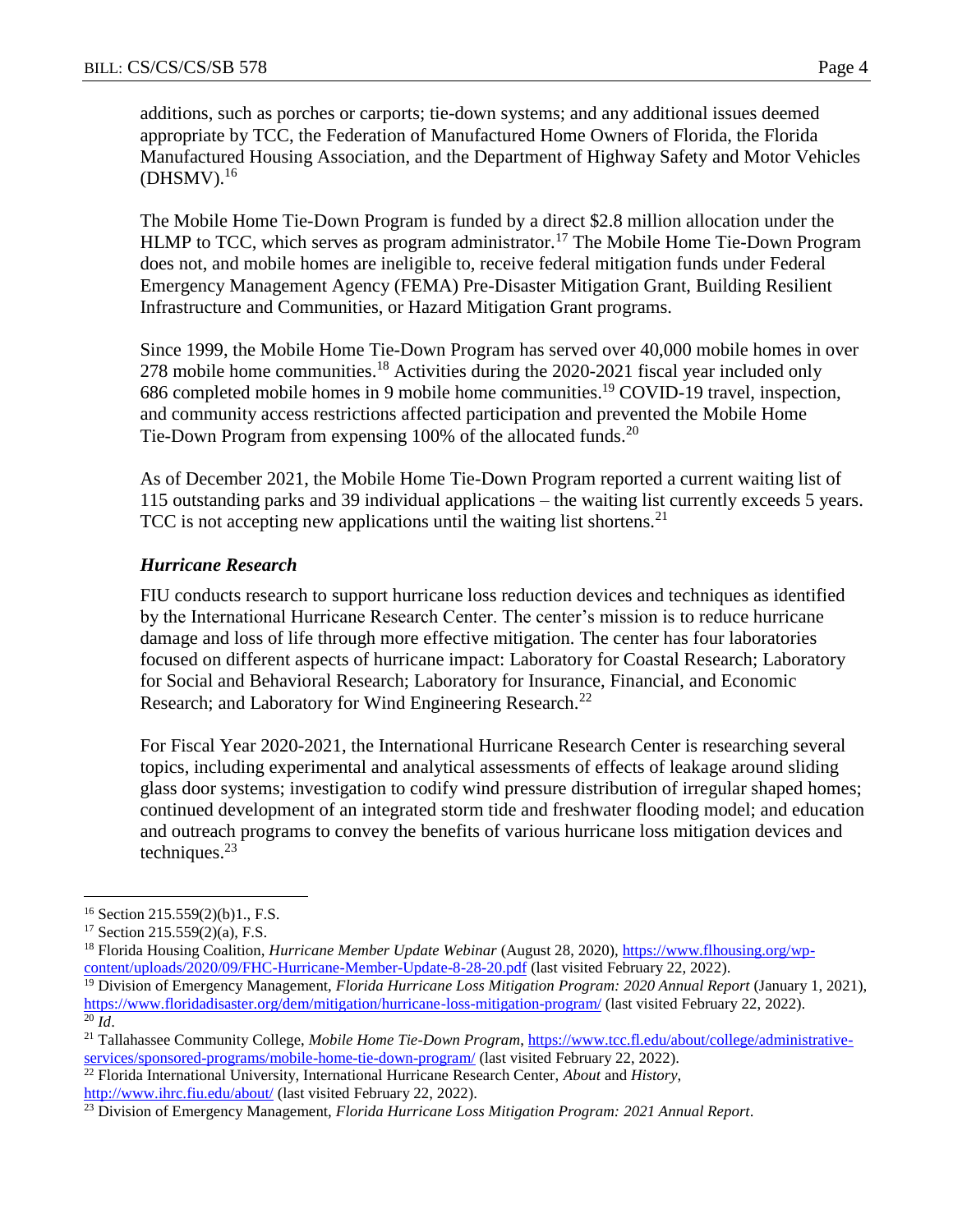additions, such as porches or carports; tie-down systems; and any additional issues deemed appropriate by TCC, the Federation of Manufactured Home Owners of Florida, the Florida Manufactured Housing Association, and the Department of Highway Safety and Motor Vehicles (DHSMV).[16]

The Mobile Home Tie-Down Program is funded by a direct $2.8 million allocation under the HLMP to TCC, which serves as program administrator.[17] The Mobile Home Tie-Down Program does not, and mobile homes are ineligible to, receive federal mitigation funds under Federal Emergency Management Agency (FEMA) Pre-Disaster Mitigation Grant, Building Resilient Infrastructure and Communities, or Hazard Mitigation Grant programs.

Since 1999, the Mobile Home Tie-Down Program has served over 40,000 mobile homes in over 278 mobile home communities.[18] Activities during the 2020-2021 fiscal year included only 686 completed mobile homes in 9 mobile home communities.[19] COVID-19 travel, inspection, and community access restrictions affected participation and prevented the Mobile Home Tie-Down Program from expensing 100% of the allocated funds.[20]

As of December 2021, the Mobile Home Tie-Down Program reported a current waiting list of 115 outstanding parks and 39 individual applications – the waiting list currently exceeds 5 years. TCC is not accepting new applications until the waiting list shortens.[21]

### *Hurricane Research*

FIU conducts research to support hurricane loss reduction devices and techniques as identified by the International Hurricane Research Center. The center's mission is to reduce hurricane damage and loss of life through more effective mitigation. The center has four laboratories focused on different aspects of hurricane impact: Laboratory for Coastal Research; Laboratory for Social and Behavioral Research; Laboratory for Insurance, Financial, and Economic Research; and Laboratory for Wind Engineering Research.[22]

For Fiscal Year 2020-2021, the International Hurricane Research Center is researching several topics, including experimental and analytical assessments of effects of leakage around sliding glass door systems; investigation to codify wind pressure distribution of irregular shaped homes; continued development of an integrated storm tide and freshwater flooding model; and education and outreach programs to convey the benefits of various hurricane loss mitigation devices and techniques.[23]

---

[16] Section 215.559(2)(b)1., F.S.

[17] Section 215.559(2)(a), F.S.

[18] Florida Housing Coalition, *Hurricane Member Update Webinar* (August 28, 2020), https://www.flhousing.org/wp-content/uploads/2020/09/FHC-Hurricane-Member-Update-8-28-20.pdf (last visited February 22, 2022).

[19] Division of Emergency Management, *Florida Hurricane Loss Mitigation Program: 2020 Annual Report* (January 1, 2021), https://www.floridadisaster.org/dem/mitigation/hurricane-loss-mitigation-program/ (last visited February 22, 2022).

[20] *Id*.

[21] Tallahassee Community College, *Mobile Home Tie-Down Program*, https://www.tcc.fl.edu/about/college/administrative-services/sponsored-programs/mobile-home-tie-down-program/ (last visited February 22, 2022).

[22] Florida International University, International Hurricane Research Center, *About* and *History*, http://www.ihrc.fiu.edu/about/ (last visited February 22, 2022).

[23] Division of Emergency Management, *Florida Hurricane Loss Mitigation Program: 2021 Annual Report*.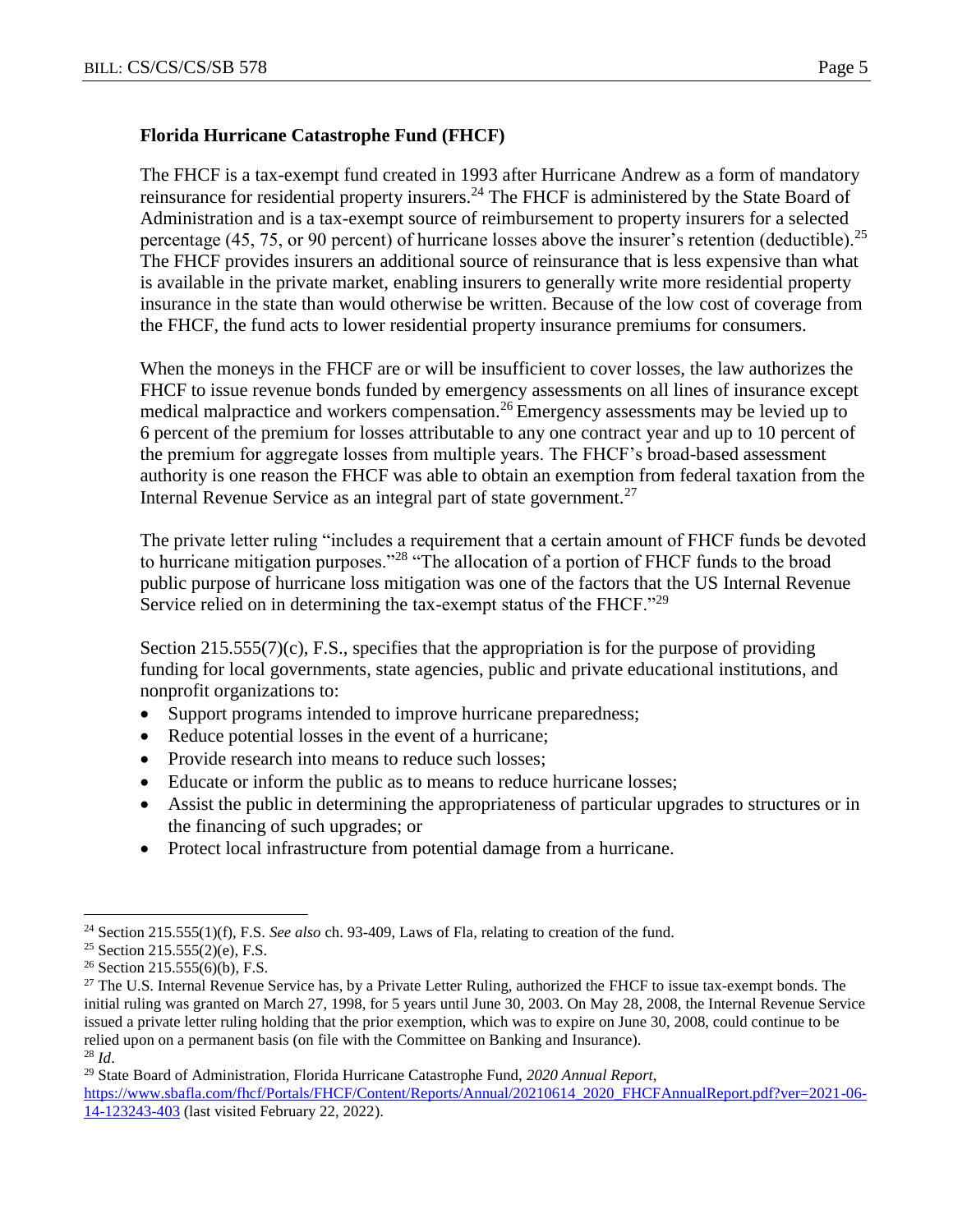**Florida Hurricane Catastrophe Fund (FHCF)**

The FHCF is a tax-exempt fund created in 1993 after Hurricane Andrew as a form of mandatory reinsurance for residential property insurers.[24] The FHCF is administered by the State Board of Administration and is a tax-exempt source of reimbursement to property insurers for a selected percentage (45, 75, or 90 percent) of hurricane losses above the insurer's retention (deductible).[25] The FHCF provides insurers an additional source of reinsurance that is less expensive than what is available in the private market, enabling insurers to generally write more residential property insurance in the state than would otherwise be written. Because of the low cost of coverage from the FHCF, the fund acts to lower residential property insurance premiums for consumers.

When the moneys in the FHCF are or will be insufficient to cover losses, the law authorizes the FHCF to issue revenue bonds funded by emergency assessments on all lines of insurance except medical malpractice and workers compensation.[26] Emergency assessments may be levied up to 6 percent of the premium for losses attributable to any one contract year and up to 10 percent of the premium for aggregate losses from multiple years. The FHCF's broad-based assessment authority is one reason the FHCF was able to obtain an exemption from federal taxation from the Internal Revenue Service as an integral part of state government.[27]

The private letter ruling "includes a requirement that a certain amount of FHCF funds be devoted to hurricane mitigation purposes."[28] "The allocation of a portion of FHCF funds to the broad public purpose of hurricane loss mitigation was one of the factors that the US Internal Revenue Service relied on in determining the tax-exempt status of the FHCF."[29]

Section 215.555(7)(c), F.S., specifies that the appropriation is for the purpose of providing funding for local governments, state agencies, public and private educational institutions, and nonprofit organizations to:

- Support programs intended to improve hurricane preparedness;
- Reduce potential losses in the event of a hurricane;
- Provide research into means to reduce such losses;
- Educate or inform the public as to means to reduce hurricane losses;
- Assist the public in determining the appropriateness of particular upgrades to structures or in the financing of such upgrades; or
- Protect local infrastructure from potential damage from a hurricane.

---

[24] Section 215.555(1)(f), F.S. *See also* ch. 93-409, Laws of Fla, relating to creation of the fund.

[25] Section 215.555(2)(e), F.S.

[26] Section 215.555(6)(b), F.S.

[27] The U.S. Internal Revenue Service has, by a Private Letter Ruling, authorized the FHCF to issue tax-exempt bonds. The initial ruling was granted on March 27, 1998, for 5 years until June 30, 2003. On May 28, 2008, the Internal Revenue Service issued a private letter ruling holding that the prior exemption, which was to expire on June 30, 2008, could continue to be relied upon on a permanent basis (on file with the Committee on Banking and Insurance).

[28] *Id*.

[29] State Board of Administration, Florida Hurricane Catastrophe Fund, *2020 Annual Report*, https://www.sbafla.com/fhcf/Portals/FHCF/Content/Reports/Annual/20210614_2020_FHCFAnnualReport.pdf?ver=2021-06-14-123243-403 (last visited February 22, 2022).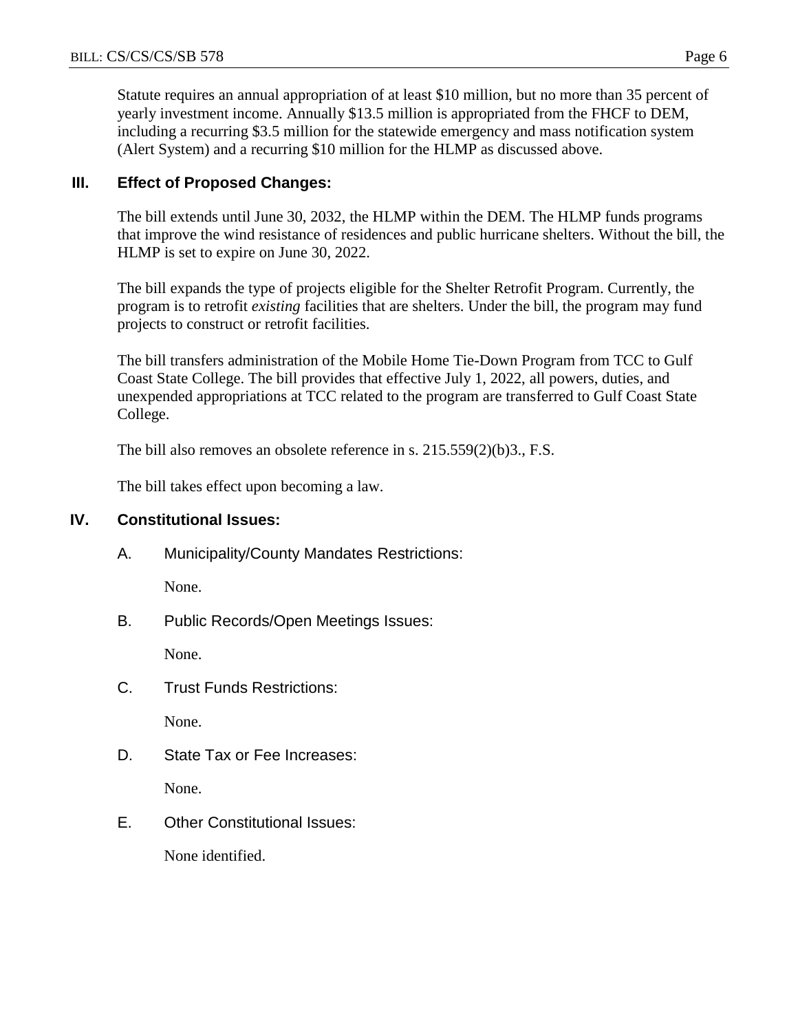Statute requires an annual appropriation of at least $10 million, but no more than 35 percent of yearly investment income. Annually $13.5 million is appropriated from the FHCF to DEM, including a recurring $3.5 million for the statewide emergency and mass notification system (Alert System) and a recurring $10 million for the HLMP as discussed above.

## III. Effect of Proposed Changes:

The bill extends until June 30, 2032, the HLMP within the DEM. The HLMP funds programs that improve the wind resistance of residences and public hurricane shelters. Without the bill, the HLMP is set to expire on June 30, 2022.

The bill expands the type of projects eligible for the Shelter Retrofit Program. Currently, the program is to retrofit *existing* facilities that are shelters. Under the bill, the program may fund projects to construct or retrofit facilities.

The bill transfers administration of the Mobile Home Tie-Down Program from TCC to Gulf Coast State College. The bill provides that effective July 1, 2022, all powers, duties, and unexpended appropriations at TCC related to the program are transferred to Gulf Coast State College.

The bill also removes an obsolete reference in s. 215.559(2)(b)3., F.S.

The bill takes effect upon becoming a law.

## IV. Constitutional Issues:

### A. Municipality/County Mandates Restrictions:

None.

### B. Public Records/Open Meetings Issues:

None.

### C. Trust Funds Restrictions:

None.

### D. State Tax or Fee Increases:

None.

### E. Other Constitutional Issues:

None identified.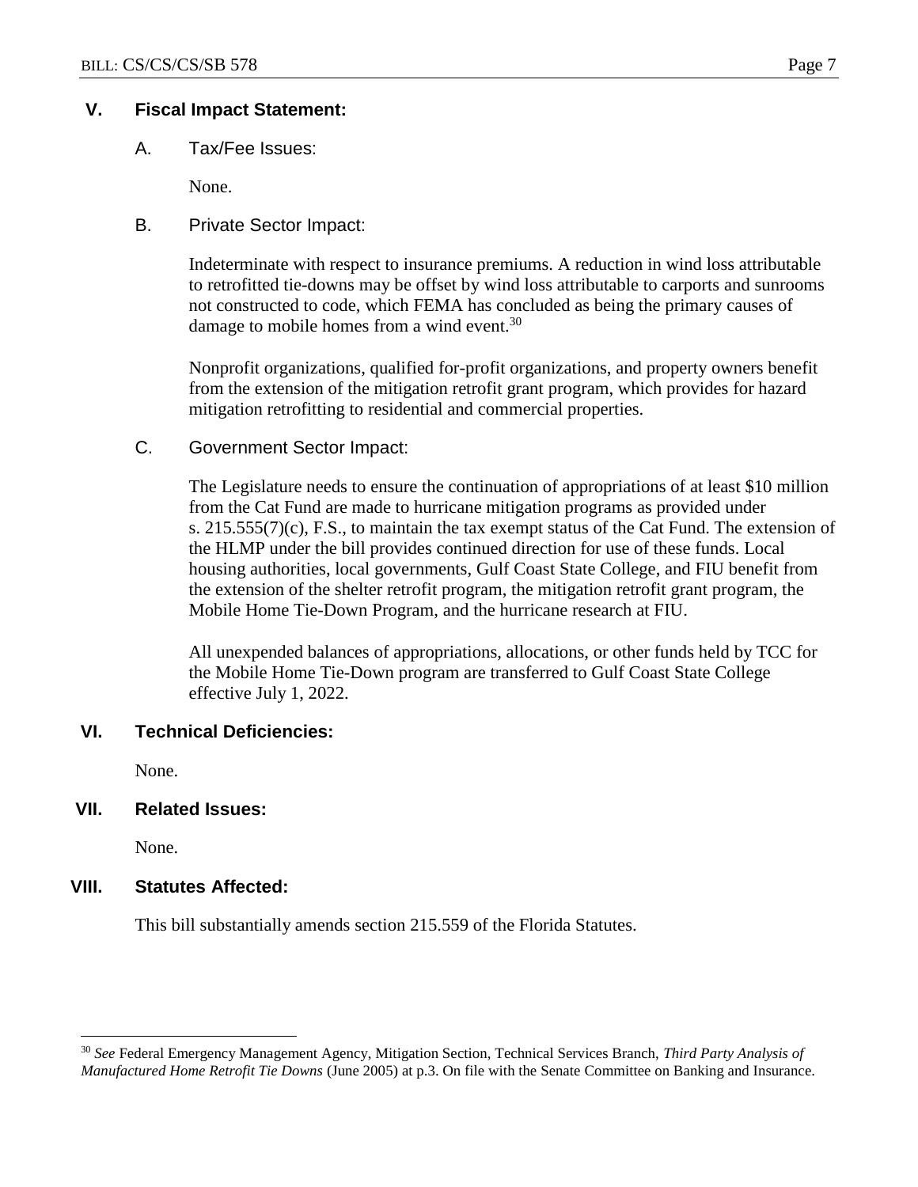## V. Fiscal Impact Statement:

### A. Tax/Fee Issues:

None.

### B. Private Sector Impact:

Indeterminate with respect to insurance premiums. A reduction in wind loss attributable to retrofitted tie-downs may be offset by wind loss attributable to carports and sunrooms not constructed to code, which FEMA has concluded as being the primary causes of damage to mobile homes from a wind event.[30]

Nonprofit organizations, qualified for-profit organizations, and property owners benefit from the extension of the mitigation retrofit grant program, which provides for hazard mitigation retrofitting to residential and commercial properties.

### C. Government Sector Impact:

The Legislature needs to ensure the continuation of appropriations of at least $10 million from the Cat Fund are made to hurricane mitigation programs as provided under s. 215.555(7)(c), F.S., to maintain the tax exempt status of the Cat Fund. The extension of the HLMP under the bill provides continued direction for use of these funds. Local housing authorities, local governments, Gulf Coast State College, and FIU benefit from the extension of the shelter retrofit program, the mitigation retrofit grant program, the Mobile Home Tie-Down Program, and the hurricane research at FIU.

All unexpended balances of appropriations, allocations, or other funds held by TCC for the Mobile Home Tie-Down program are transferred to Gulf Coast State College effective July 1, 2022.

## VI. Technical Deficiencies:

None.

## VII. Related Issues:

None.

## VIII. Statutes Affected:

This bill substantially amends section 215.559 of the Florida Statutes.

---

[30] *See* Federal Emergency Management Agency, Mitigation Section, Technical Services Branch, *Third Party Analysis of Manufactured Home Retrofit Tie Downs* (June 2005) at p.3. On file with the Senate Committee on Banking and Insurance.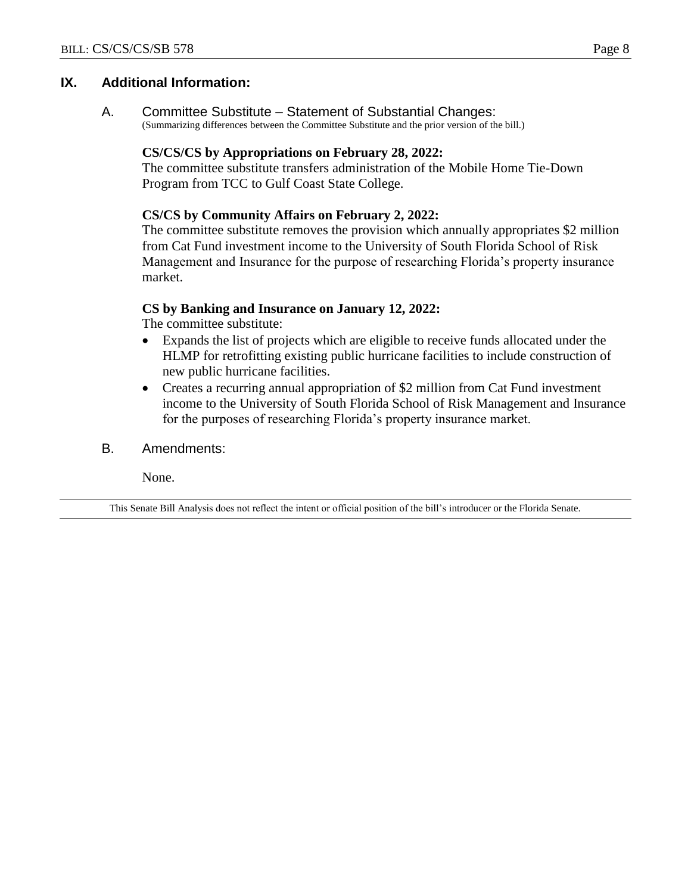## IX. Additional Information:

### A. Committee Substitute – Statement of Substantial Changes:

(Summarizing differences between the Committee Substitute and the prior version of the bill.)

**CS/CS/CS by Appropriations on February 28, 2022:**

The committee substitute transfers administration of the Mobile Home Tie-Down Program from TCC to Gulf Coast State College.

**CS/CS by Community Affairs on February 2, 2022:**

The committee substitute removes the provision which annually appropriates $2 million from Cat Fund investment income to the University of South Florida School of Risk Management and Insurance for the purpose of researching Florida's property insurance market.

**CS by Banking and Insurance on January 12, 2022:**

The committee substitute:

- Expands the list of projects which are eligible to receive funds allocated under the HLMP for retrofitting existing public hurricane facilities to include construction of new public hurricane facilities.
- Creates a recurring annual appropriation of $2 million from Cat Fund investment income to the University of South Florida School of Risk Management and Insurance for the purposes of researching Florida's property insurance market.

### B. Amendments:

None.

This Senate Bill Analysis does not reflect the intent or official position of the bill's introducer or the Florida Senate.